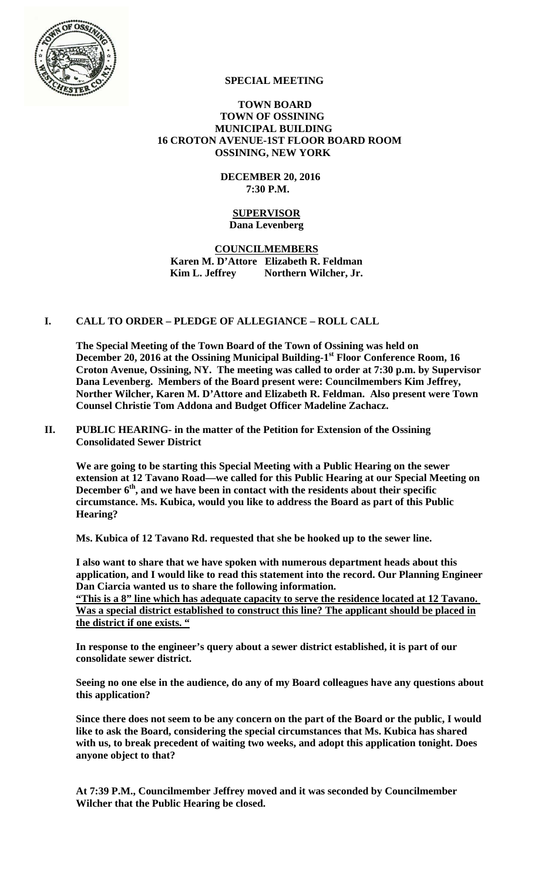# SPECIAL MEETING

## TOWN BOARD
## TOWN OF OSSINING
## MUNICIPAL BUILDING
## 16 CROTON AVENUE-1ST FLOOR BOARD ROOM
## OSSINING, NEW YORK

**DECEMBER 20, 2016**
**7:30 P.M.**

**SUPERVISOR**
**Dana Levenberg**

**COUNCILMEMBERS**
**Karen M. D'Attore Elizabeth R. Feldman**
**Kim L. Jeffrey Northern Wilcher, Jr.**

## I. CALL TO ORDER – PLEDGE OF ALLEGIANCE – ROLL CALL

**The Special Meeting of the Town Board of the Town of Ossining was held on December 20, 2016 at the Ossining Municipal Building-1st Floor Conference Room, 16 Croton Avenue, Ossining, NY. The meeting was called to order at 7:30 p.m. by Supervisor Dana Levenberg. Members of the Board present were: Councilmembers Kim Jeffrey, Norther Wilcher, Karen M. D'Attore and Elizabeth R. Feldman. Also present were Town Counsel Christie Tom Addona and Budget Officer Madeline Zachacz.**

## II. PUBLIC HEARING- in the matter of the Petition for Extension of the Ossining Consolidated Sewer District

**We are going to be starting this Special Meeting with a Public Hearing on the sewer extension at 12 Tavano Road—we called for this Public Hearing at our Special Meeting on December 6th, and we have been in contact with the residents about their specific circumstance. Ms. Kubica, would you like to address the Board as part of this Public Hearing?**

**Ms. Kubica of 12 Tavano Rd. requested that she be hooked up to the sewer line.**

**I also want to share that we have spoken with numerous department heads about this application, and I would like to read this statement into the record. Our Planning Engineer Dan Ciarcia wanted us to share the following information.**
**<u>"This is a 8" line which has adequate capacity to serve the residence located at 12 Tavano. Was a special district established to construct this line? The applicant should be placed in the district if one exists. "</u>**

**In response to the engineer's query about a sewer district established, it is part of our consolidate sewer district.**

**Seeing no one else in the audience, do any of my Board colleagues have any questions about this application?**

**Since there does not seem to be any concern on the part of the Board or the public, I would like to ask the Board, considering the special circumstances that Ms. Kubica has shared with us, to break precedent of waiting two weeks, and adopt this application tonight. Does anyone object to that?**

**At 7:39 P.M., Councilmember Jeffrey moved and it was seconded by Councilmember Wilcher that the Public Hearing be closed.**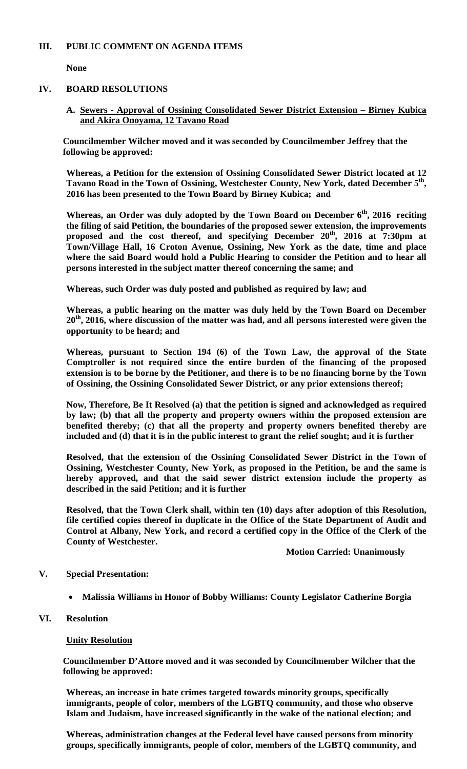## III. PUBLIC COMMENT ON AGENDA ITEMS

**None**

## IV. BOARD RESOLUTIONS

### A. Sewers - Approval of Ossining Consolidated Sewer District Extension – Birney Kubica and Akira Onoyama, 12 Tavano Road

**Councilmember Wilcher moved and it was seconded by Councilmember Jeffrey that the following be approved:**

**Whereas, a Petition for the extension of Ossining Consolidated Sewer District located at 12 Tavano Road in the Town of Ossining, Westchester County, New York, dated December 5th, 2016 has been presented to the Town Board by Birney Kubica; and**

**Whereas, an Order was duly adopted by the Town Board on December 6th, 2016 reciting the filing of said Petition, the boundaries of the proposed sewer extension, the improvements proposed and the cost thereof, and specifying December 20th, 2016 at 7:30pm at Town/Village Hall, 16 Croton Avenue, Ossining, New York as the date, time and place where the said Board would hold a Public Hearing to consider the Petition and to hear all persons interested in the subject matter thereof concerning the same; and**

**Whereas, such Order was duly posted and published as required by law; and**

**Whereas, a public hearing on the matter was duly held by the Town Board on December 20th, 2016, where discussion of the matter was had, and all persons interested were given the opportunity to be heard; and**

**Whereas, pursuant to Section 194 (6) of the Town Law, the approval of the State Comptroller is not required since the entire burden of the financing of the proposed extension is to be borne by the Petitioner, and there is to be no financing borne by the Town of Ossining, the Ossining Consolidated Sewer District, or any prior extensions thereof;**

**Now, Therefore, Be It Resolved (a) that the petition is signed and acknowledged as required by law; (b) that all the property and property owners within the proposed extension are benefited thereby; (c) that all the property and property owners benefited thereby are included and (d) that it is in the public interest to grant the relief sought; and it is further**

**Resolved, that the extension of the Ossining Consolidated Sewer District in the Town of Ossining, Westchester County, New York, as proposed in the Petition, be and the same is hereby approved, and that the said sewer district extension include the property as described in the said Petition; and it is further**

**Resolved, that the Town Clerk shall, within ten (10) days after adoption of this Resolution, file certified copies thereof in duplicate in the Office of the State Department of Audit and Control at Albany, New York, and record a certified copy in the Office of the Clerk of the County of Westchester.**

**Motion Carried: Unanimously**

## V. Special Presentation:

- **Malissia Williams in Honor of Bobby Williams: County Legislator Catherine Borgia**

## VI. Resolution

### Unity Resolution

**Councilmember D'Attore moved and it was seconded by Councilmember Wilcher that the following be approved:**

**Whereas, an increase in hate crimes targeted towards minority groups, specifically immigrants, people of color, members of the LGBTQ community, and those who observe Islam and Judaism, have increased significantly in the wake of the national election; and**

**Whereas, administration changes at the Federal level have caused persons from minority groups, specifically immigrants, people of color, members of the LGBTQ community, and**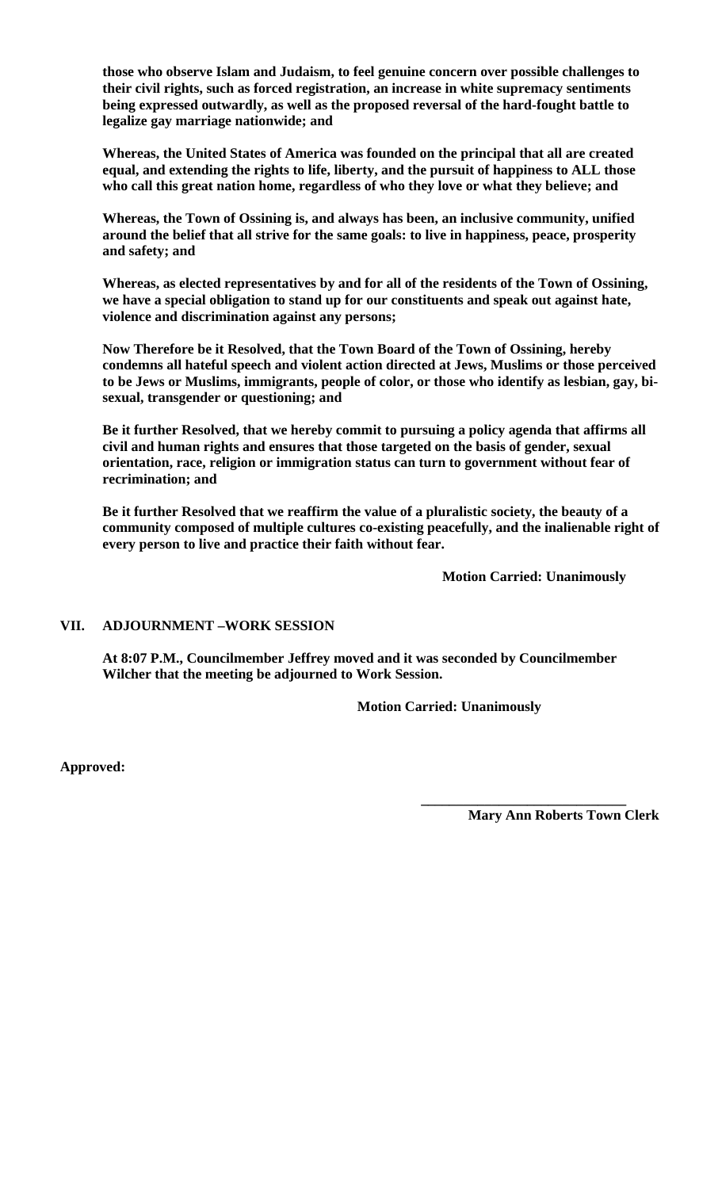**those who observe Islam and Judaism, to feel genuine concern over possible challenges to their civil rights, such as forced registration, an increase in white supremacy sentiments being expressed outwardly, as well as the proposed reversal of the hard-fought battle to legalize gay marriage nationwide; and**

**Whereas, the United States of America was founded on the principal that all are created equal, and extending the rights to life, liberty, and the pursuit of happiness to ALL those who call this great nation home, regardless of who they love or what they believe; and**

**Whereas, the Town of Ossining is, and always has been, an inclusive community, unified around the belief that all strive for the same goals: to live in happiness, peace, prosperity and safety; and**

**Whereas, as elected representatives by and for all of the residents of the Town of Ossining, we have a special obligation to stand up for our constituents and speak out against hate, violence and discrimination against any persons;**

**Now Therefore be it Resolved, that the Town Board of the Town of Ossining, hereby condemns all hateful speech and violent action directed at Jews, Muslims or those perceived to be Jews or Muslims, immigrants, people of color, or those who identify as lesbian, gay, bi-sexual, transgender or questioning; and**

**Be it further Resolved, that we hereby commit to pursuing a policy agenda that affirms all civil and human rights and ensures that those targeted on the basis of gender, sexual orientation, race, religion or immigration status can turn to government without fear of recrimination; and**

**Be it further Resolved that we reaffirm the value of a pluralistic society, the beauty of a community composed of multiple cultures co-existing peacefully, and the inalienable right of every person to live and practice their faith without fear.**

**Motion Carried: Unanimously**

## VII. ADJOURNMENT –WORK SESSION

**At 8:07 P.M., Councilmember Jeffrey moved and it was seconded by Councilmember Wilcher that the meeting be adjourned to Work Session.**

**Motion Carried: Unanimously**

**Approved:**

**\_\_\_\_\_\_\_\_\_\_\_\_\_\_\_\_\_\_\_\_\_\_\_\_\_\_\_\_**

**Mary Ann Roberts Town Clerk**